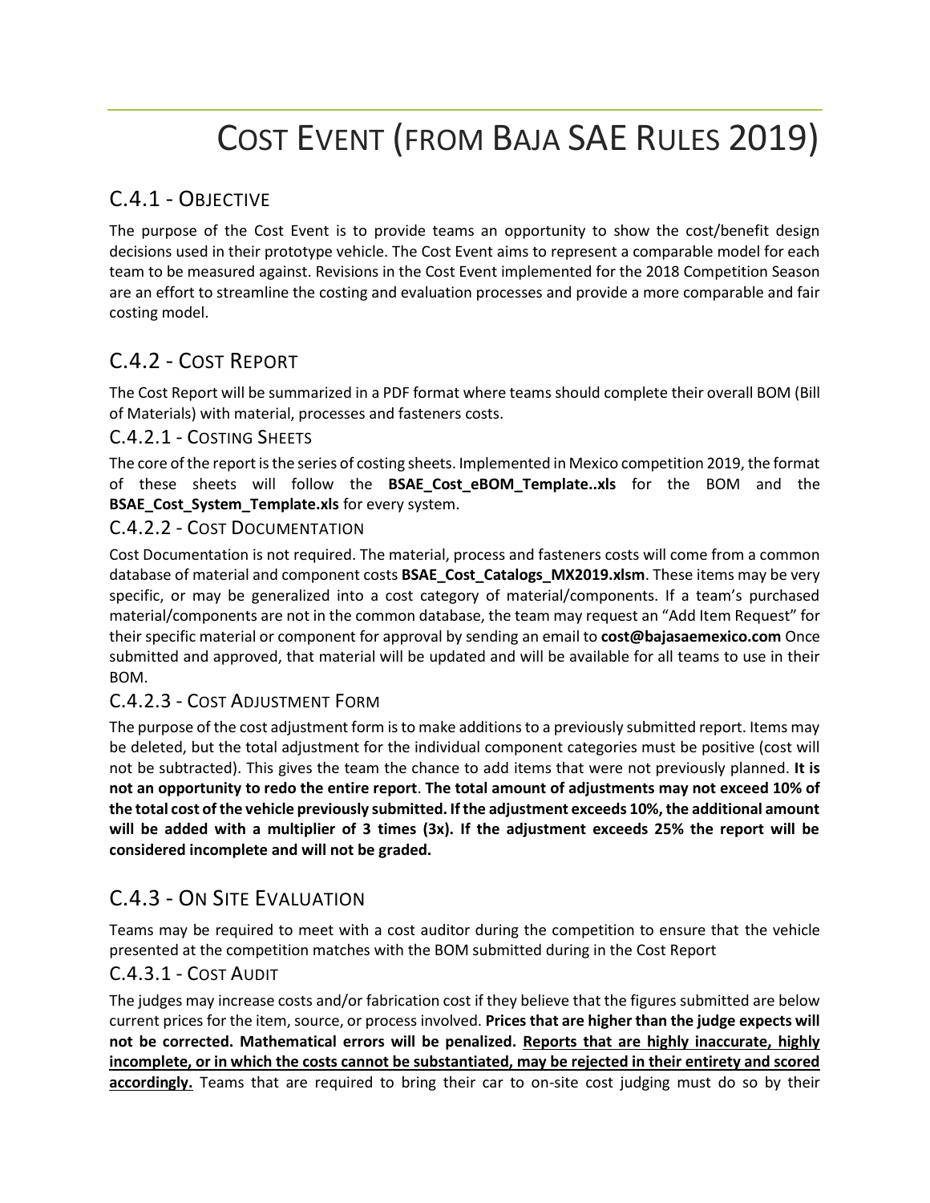# COST EVENT (FROM BAJA SAE RULES 2019)

## C.4.1 - OBJECTIVE

The purpose of the Cost Event is to provide teams an opportunity to show the cost/benefit design decisions used in their prototype vehicle. The Cost Event aims to represent a comparable model for each team to be measured against. Revisions in the Cost Event implemented for the 2018 Competition Season are an effort to streamline the costing and evaluation processes and provide a more comparable and fair costing model.

## C.4.2 - COST REPORT

The Cost Report will be summarized in a PDF format where teams should complete their overall BOM (Bill of Materials) with material, processes and fasteners costs.

### C.4.2.1 - COSTING SHEETS

The core of the report is the series of costing sheets. Implemented in Mexico competition 2019, the format of these sheets will follow the **BSAE_Cost_eBOM_Template..xls** for the BOM and the **BSAE_Cost_System_Template.xls** for every system.

### C.4.2.2 - COST DOCUMENTATION

Cost Documentation is not required. The material, process and fasteners costs will come from a common database of material and component costs **BSAE_Cost_Catalogs_MX2019.xlsm**. These items may be very specific, or may be generalized into a cost category of material/components. If a team's purchased material/components are not in the common database, the team may request an "Add Item Request" for their specific material or component for approval by sending an email to **cost@bajasaemexico.com** Once submitted and approved, that material will be updated and will be available for all teams to use in their BOM.

### C.4.2.3 - COST ADJUSTMENT FORM

The purpose of the cost adjustment form is to make additions to a previously submitted report. Items may be deleted, but the total adjustment for the individual component categories must be positive (cost will not be subtracted). This gives the team the chance to add items that were not previously planned. **It is not an opportunity to redo the entire report**. **The total amount of adjustments may not exceed 10% of the total cost of the vehicle previously submitted. If the adjustment exceeds 10%, the additional amount will be added with a multiplier of 3 times (3x). If the adjustment exceeds 25% the report will be considered incomplete and will not be graded.**

## C.4.3 - ON SITE EVALUATION

Teams may be required to meet with a cost auditor during the competition to ensure that the vehicle presented at the competition matches with the BOM submitted during in the Cost Report

### C.4.3.1 - COST AUDIT

The judges may increase costs and/or fabrication cost if they believe that the figures submitted are below current prices for the item, source, or process involved. **Prices that are higher than the judge expects will not be corrected. Mathematical errors will be penalized. <u>Reports that are highly inaccurate, highly incomplete, or in which the costs cannot be substantiated, may be rejected in their entirety and scored accordingly.</u>** Teams that are required to bring their car to on-site cost judging must do so by their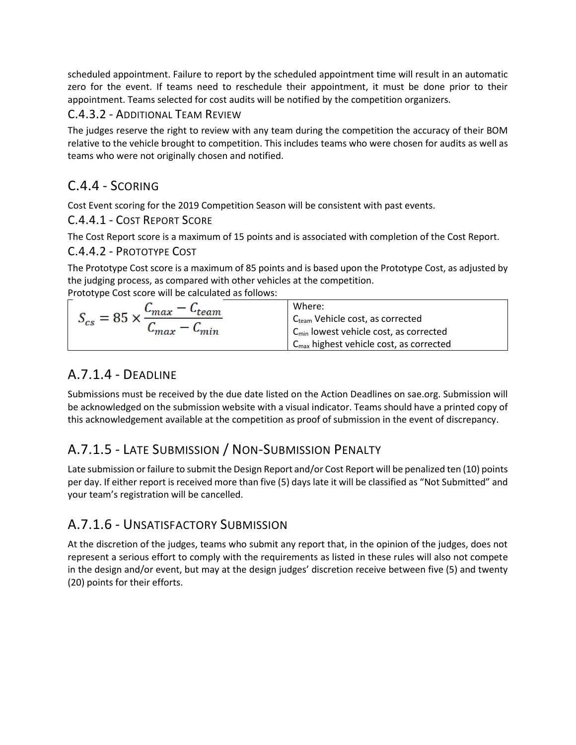scheduled appointment. Failure to report by the scheduled appointment time will result in an automatic zero for the event. If teams need to reschedule their appointment, it must be done prior to their appointment. Teams selected for cost audits will be notified by the competition organizers.

### C.4.3.2 - Additional Team Review

The judges reserve the right to review with any team during the competition the accuracy of their BOM relative to the vehicle brought to competition. This includes teams who were chosen for audits as well as teams who were not originally chosen and notified.

## C.4.4 - Scoring

Cost Event scoring for the 2019 Competition Season will be consistent with past events.

### C.4.4.1 - Cost Report Score

The Cost Report score is a maximum of 15 points and is associated with completion of the Cost Report.

### C.4.4.2 - Prototype Cost

The Prototype Cost score is a maximum of 85 points and is based upon the Prototype Cost, as adjusted by the judging process, as compared with other vehicles at the competition.

Prototype Cost score will be calculated as follows:

| $S_{cs} = 85 \times \frac{C_{max} - C_{team}}{C_{max} - C_{min}}$ | Where:<br>$C_{team}$ Vehicle cost, as corrected<br>$C_{min}$ lowest vehicle cost, as corrected<br>$C_{max}$ highest vehicle cost, as corrected |
|---|---|

## A.7.1.4 - Deadline

Submissions must be received by the due date listed on the Action Deadlines on sae.org. Submission will be acknowledged on the submission website with a visual indicator. Teams should have a printed copy of this acknowledgement available at the competition as proof of submission in the event of discrepancy.

## A.7.1.5 - Late Submission / Non-Submission Penalty

Late submission or failure to submit the Design Report and/or Cost Report will be penalized ten (10) points per day. If either report is received more than five (5) days late it will be classified as "Not Submitted" and your team's registration will be cancelled.

## A.7.1.6 - Unsatisfactory Submission

At the discretion of the judges, teams who submit any report that, in the opinion of the judges, does not represent a serious effort to comply with the requirements as listed in these rules will also not compete in the design and/or event, but may at the design judges' discretion receive between five (5) and twenty (20) points for their efforts.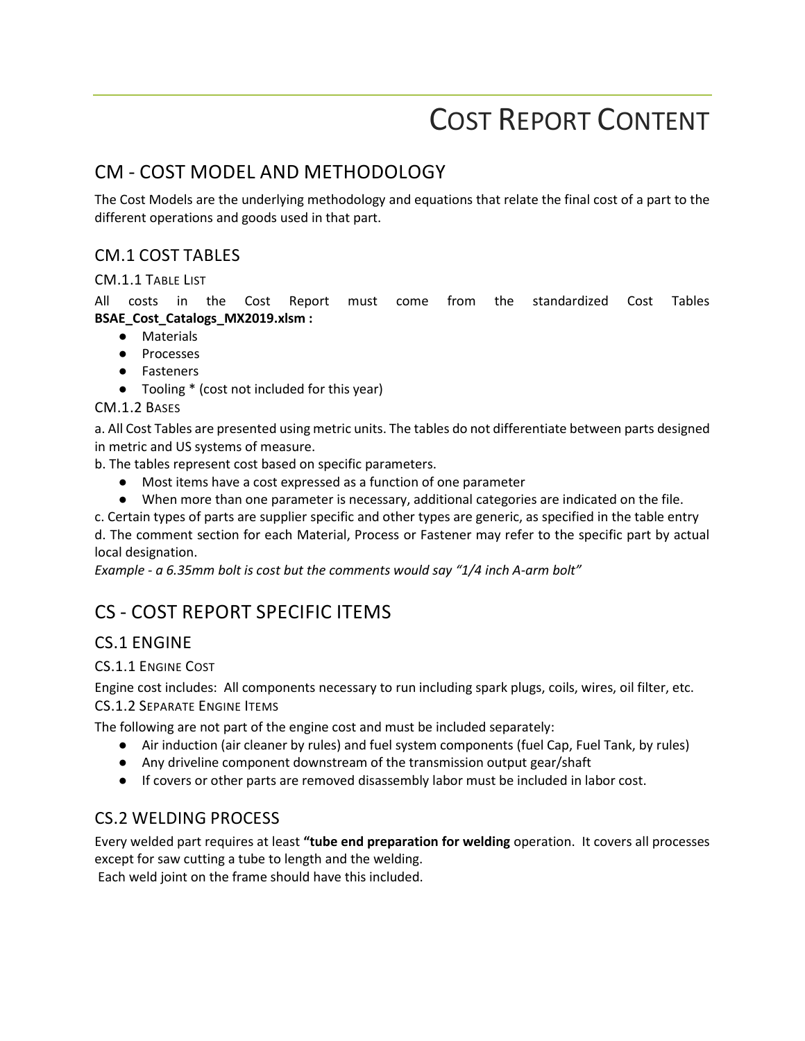# Cost Report Content

## CM - COST MODEL AND METHODOLOGY

The Cost Models are the underlying methodology and equations that relate the final cost of a part to the different operations and goods used in that part.

### CM.1 COST TABLES

#### CM.1.1 Table List

All costs in the Cost Report must come from the standardized Cost Tables **BSAE_Cost_Catalogs_MX2019.xlsm :**

- Materials
- Processes
- Fasteners
- Tooling * (cost not included for this year)

#### CM.1.2 Bases

a. All Cost Tables are presented using metric units. The tables do not differentiate between parts designed in metric and US systems of measure.

b. The tables represent cost based on specific parameters.

- Most items have a cost expressed as a function of one parameter
- When more than one parameter is necessary, additional categories are indicated on the file.

c. Certain types of parts are supplier specific and other types are generic, as specified in the table entry

d. The comment section for each Material, Process or Fastener may refer to the specific part by actual local designation.

*Example - a 6.35mm bolt is cost but the comments would say "1/4 inch A-arm bolt"*

## CS - COST REPORT SPECIFIC ITEMS

### CS.1 ENGINE

#### CS.1.1 Engine Cost

Engine cost includes: All components necessary to run including spark plugs, coils, wires, oil filter, etc.

#### CS.1.2 Separate Engine Items

The following are not part of the engine cost and must be included separately:

- Air induction (air cleaner by rules) and fuel system components (fuel Cap, Fuel Tank, by rules)
- Any driveline component downstream of the transmission output gear/shaft
- If covers or other parts are removed disassembly labor must be included in labor cost.

### CS.2 WELDING PROCESS

Every welded part requires at least **"tube end preparation for welding** operation. It covers all processes except for saw cutting a tube to length and the welding.

Each weld joint on the frame should have this included.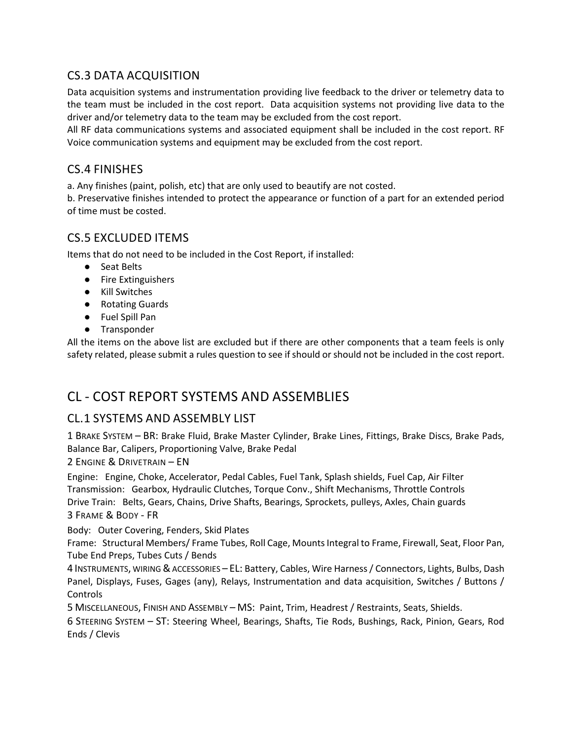## CS.3 DATA ACQUISITION

Data acquisition systems and instrumentation providing live feedback to the driver or telemetry data to the team must be included in the cost report. Data acquisition systems not providing live data to the driver and/or telemetry data to the team may be excluded from the cost report.

All RF data communications systems and associated equipment shall be included in the cost report. RF Voice communication systems and equipment may be excluded from the cost report.

## CS.4 FINISHES

a. Any finishes (paint, polish, etc) that are only used to beautify are not costed.

b. Preservative finishes intended to protect the appearance or function of a part for an extended period of time must be costed.

## CS.5 EXCLUDED ITEMS

Items that do not need to be included in the Cost Report, if installed:

- Seat Belts
- Fire Extinguishers
- Kill Switches
- Rotating Guards
- Fuel Spill Pan
- Transponder

All the items on the above list are excluded but if there are other components that a team feels is only safety related, please submit a rules question to see if should or should not be included in the cost report.

# CL - COST REPORT SYSTEMS AND ASSEMBLIES

## CL.1 SYSTEMS AND ASSEMBLY LIST

1 BRAKE SYSTEM – BR: Brake Fluid, Brake Master Cylinder, Brake Lines, Fittings, Brake Discs, Brake Pads, Balance Bar, Calipers, Proportioning Valve, Brake Pedal

2 ENGINE & DRIVETRAIN – EN

Engine: Engine, Choke, Accelerator, Pedal Cables, Fuel Tank, Splash shields, Fuel Cap, Air Filter

Transmission: Gearbox, Hydraulic Clutches, Torque Conv., Shift Mechanisms, Throttle Controls

Drive Train: Belts, Gears, Chains, Drive Shafts, Bearings, Sprockets, pulleys, Axles, Chain guards

3 FRAME & BODY - FR

Body: Outer Covering, Fenders, Skid Plates

Frame: Structural Members/ Frame Tubes, Roll Cage, Mounts Integral to Frame, Firewall, Seat, Floor Pan, Tube End Preps, Tubes Cuts / Bends

4 INSTRUMENTS, WIRING & ACCESSORIES – EL: Battery, Cables, Wire Harness / Connectors, Lights, Bulbs, Dash Panel, Displays, Fuses, Gages (any), Relays, Instrumentation and data acquisition, Switches / Buttons / Controls

5 MISCELLANEOUS, FINISH AND ASSEMBLY – MS: Paint, Trim, Headrest / Restraints, Seats, Shields.

6 STEERING SYSTEM – ST: Steering Wheel, Bearings, Shafts, Tie Rods, Bushings, Rack, Pinion, Gears, Rod Ends / Clevis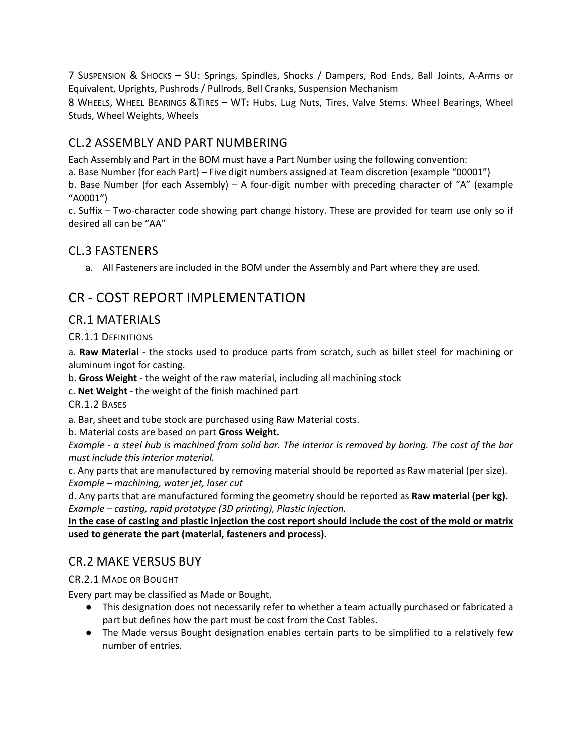7 SUSPENSION & SHOCKS – SU: Springs, Spindles, Shocks / Dampers, Rod Ends, Ball Joints, A-Arms or Equivalent, Uprights, Pushrods / Pullrods, Bell Cranks, Suspension Mechanism

8 WHEELS, WHEEL BEARINGS &TIRES – WT**:** Hubs, Lug Nuts, Tires, Valve Stems. Wheel Bearings, Wheel Studs, Wheel Weights, Wheels

## CL.2 ASSEMBLY AND PART NUMBERING

Each Assembly and Part in the BOM must have a Part Number using the following convention:

a. Base Number (for each Part) – Five digit numbers assigned at Team discretion (example "00001")

b. Base Number (for each Assembly) – A four-digit number with preceding character of "A" (example "A0001")

c. Suffix – Two-character code showing part change history. These are provided for team use only so if desired all can be "AA"

## CL.3 FASTENERS

a. All Fasteners are included in the BOM under the Assembly and Part where they are used.

# CR - COST REPORT IMPLEMENTATION

## CR.1 MATERIALS

### CR.1.1 DEFINITIONS

a. **Raw Material** - the stocks used to produce parts from scratch, such as billet steel for machining or aluminum ingot for casting.

b. **Gross Weight** - the weight of the raw material, including all machining stock

c. **Net Weight** - the weight of the finish machined part

### CR.1.2 BASES

a. Bar, sheet and tube stock are purchased using Raw Material costs.

b. Material costs are based on part **Gross Weight.**

*Example - a steel hub is machined from solid bar. The interior is removed by boring. The cost of the bar must include this interior material.*

c. Any parts that are manufactured by removing material should be reported as Raw material (per size). *Example – machining, water jet, laser cut*

d. Any parts that are manufactured forming the geometry should be reported as **Raw material (per kg).** *Example – casting, rapid prototype (3D printing), Plastic Injection.*

**<u>In the case of casting and plastic injection the cost report should include the cost of the mold or matrix used to generate the part (material, fasteners and process).</u>**

## CR.2 MAKE VERSUS BUY

### CR.2.1 MADE OR BOUGHT

Every part may be classified as Made or Bought.

- This designation does not necessarily refer to whether a team actually purchased or fabricated a part but defines how the part must be cost from the Cost Tables.
- The Made versus Bought designation enables certain parts to be simplified to a relatively few number of entries.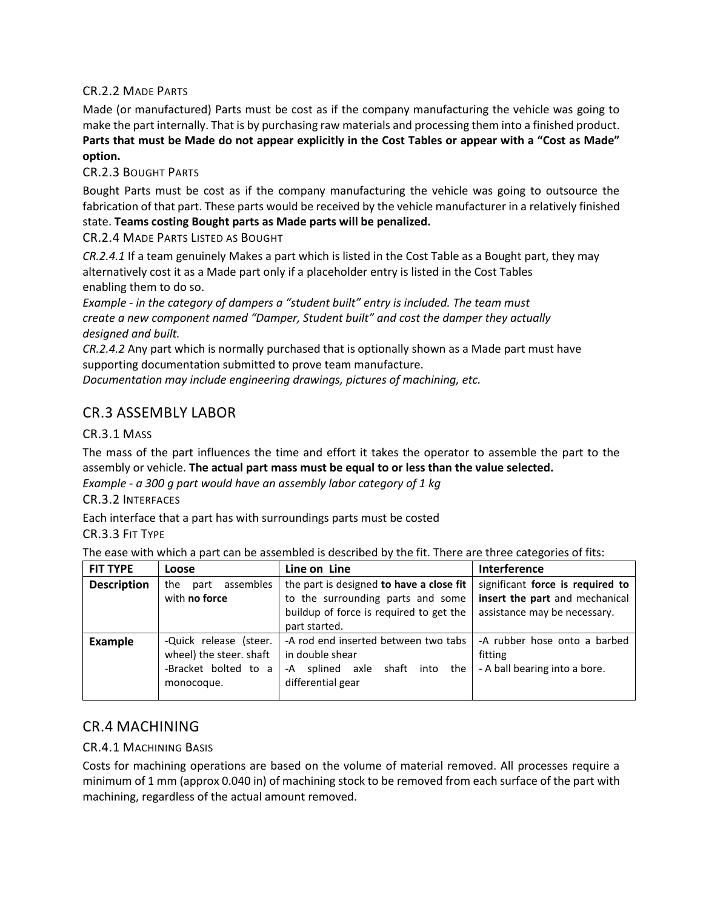### CR.2.2 Made Parts

Made (or manufactured) Parts must be cost as if the company manufacturing the vehicle was going to make the part internally. That is by purchasing raw materials and processing them into a finished product. **Parts that must be Made do not appear explicitly in the Cost Tables or appear with a "Cost as Made" option.**

### CR.2.3 Bought Parts

Bought Parts must be cost as if the company manufacturing the vehicle was going to outsource the fabrication of that part. These parts would be received by the vehicle manufacturer in a relatively finished state. **Teams costing Bought parts as Made parts will be penalized.**

### CR.2.4 Made Parts Listed as Bought

*CR.2.4.1* If a team genuinely Makes a part which is listed in the Cost Table as a Bought part, they may alternatively cost it as a Made part only if a placeholder entry is listed in the Cost Tables enabling them to do so.

*Example - in the category of dampers a "student built" entry is included. The team must create a new component named "Damper, Student built" and cost the damper they actually designed and built.*

*CR.2.4.2* Any part which is normally purchased that is optionally shown as a Made part must have supporting documentation submitted to prove team manufacture.

*Documentation may include engineering drawings, pictures of machining, etc.*

## CR.3 ASSEMBLY LABOR

### CR.3.1 Mass

The mass of the part influences the time and effort it takes the operator to assemble the part to the assembly or vehicle. **The actual part mass must be equal to or less than the value selected.**

*Example - a 300 g part would have an assembly labor category of 1 kg*

### CR.3.2 Interfaces

Each interface that a part has with surroundings parts must be costed

### CR.3.3 Fit Type

The ease with which a part can be assembled is described by the fit. There are three categories of fits:

| FIT TYPE | Loose | Line on Line | Interference |
|---|---|---|---|
| **Description** | the part assembles with **no force** | the part is designed **to have a close fit** to the surrounding parts and some buildup of force is required to get the part started. | significant **force is required to insert the part** and mechanical assistance may be necessary. |
| **Example** | -Quick release (steer. wheel) the steer. shaft<br>-Bracket bolted to a monocoque. | -A rod end inserted between two tabs in double shear<br>-A splined axle shaft into the differential gear | -A rubber hose onto a barbed fitting<br>- A ball bearing into a bore. |

## CR.4 MACHINING

### CR.4.1 Machining Basis

Costs for machining operations are based on the volume of material removed. All processes require a minimum of 1 mm (approx 0.040 in) of machining stock to be removed from each surface of the part with machining, regardless of the actual amount removed.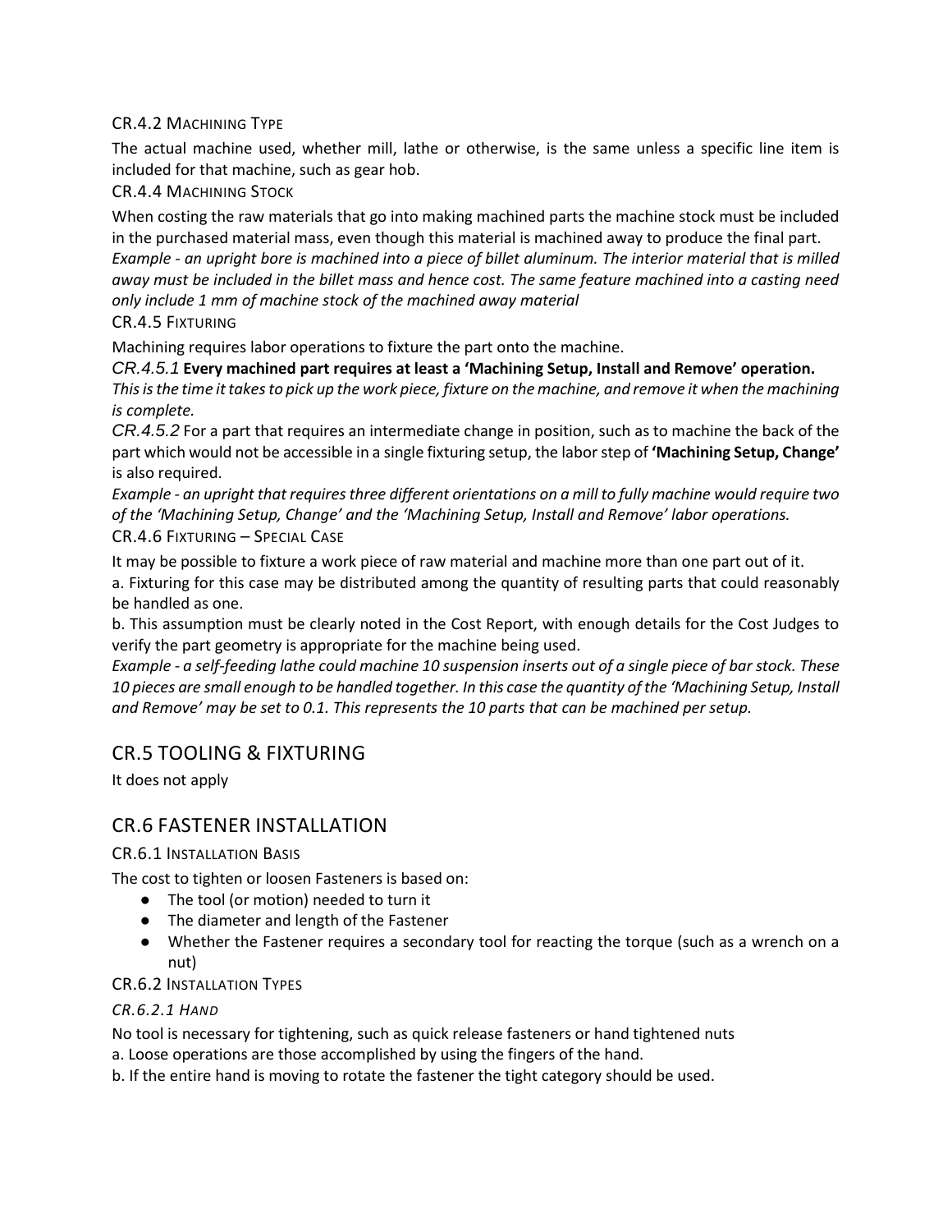### CR.4.2 Machining Type

The actual machine used, whether mill, lathe or otherwise, is the same unless a specific line item is included for that machine, such as gear hob.

### CR.4.4 Machining Stock

When costing the raw materials that go into making machined parts the machine stock must be included in the purchased material mass, even though this material is machined away to produce the final part.

*Example - an upright bore is machined into a piece of billet aluminum. The interior material that is milled away must be included in the billet mass and hence cost. The same feature machined into a casting need only include 1 mm of machine stock of the machined away material*

### CR.4.5 Fixturing

Machining requires labor operations to fixture the part onto the machine.

*CR.4.5.1* **Every machined part requires at least a 'Machining Setup, Install and Remove' operation.**

*This is the time it takes to pick up the work piece, fixture on the machine, and remove it when the machining is complete.*

*CR.4.5.2* For a part that requires an intermediate change in position, such as to machine the back of the part which would not be accessible in a single fixturing setup, the labor step of **'Machining Setup, Change'** is also required.

*Example - an upright that requires three different orientations on a mill to fully machine would require two of the 'Machining Setup, Change' and the 'Machining Setup, Install and Remove' labor operations.*

### CR.4.6 Fixturing – Special Case

It may be possible to fixture a work piece of raw material and machine more than one part out of it.

a. Fixturing for this case may be distributed among the quantity of resulting parts that could reasonably be handled as one.

b. This assumption must be clearly noted in the Cost Report, with enough details for the Cost Judges to verify the part geometry is appropriate for the machine being used.

*Example - a self-feeding lathe could machine 10 suspension inserts out of a single piece of bar stock. These 10 pieces are small enough to be handled together. In this case the quantity of the 'Machining Setup, Install and Remove' may be set to 0.1. This represents the 10 parts that can be machined per setup.*

## CR.5 TOOLING & FIXTURING

It does not apply

## CR.6 FASTENER INSTALLATION

### CR.6.1 Installation Basis

The cost to tighten or loosen Fasteners is based on:

- The tool (or motion) needed to turn it
- The diameter and length of the Fastener
- Whether the Fastener requires a secondary tool for reacting the torque (such as a wrench on a nut)

### CR.6.2 Installation Types

#### *CR.6.2.1 Hand*

No tool is necessary for tightening, such as quick release fasteners or hand tightened nuts

a. Loose operations are those accomplished by using the fingers of the hand.

b. If the entire hand is moving to rotate the fastener the tight category should be used.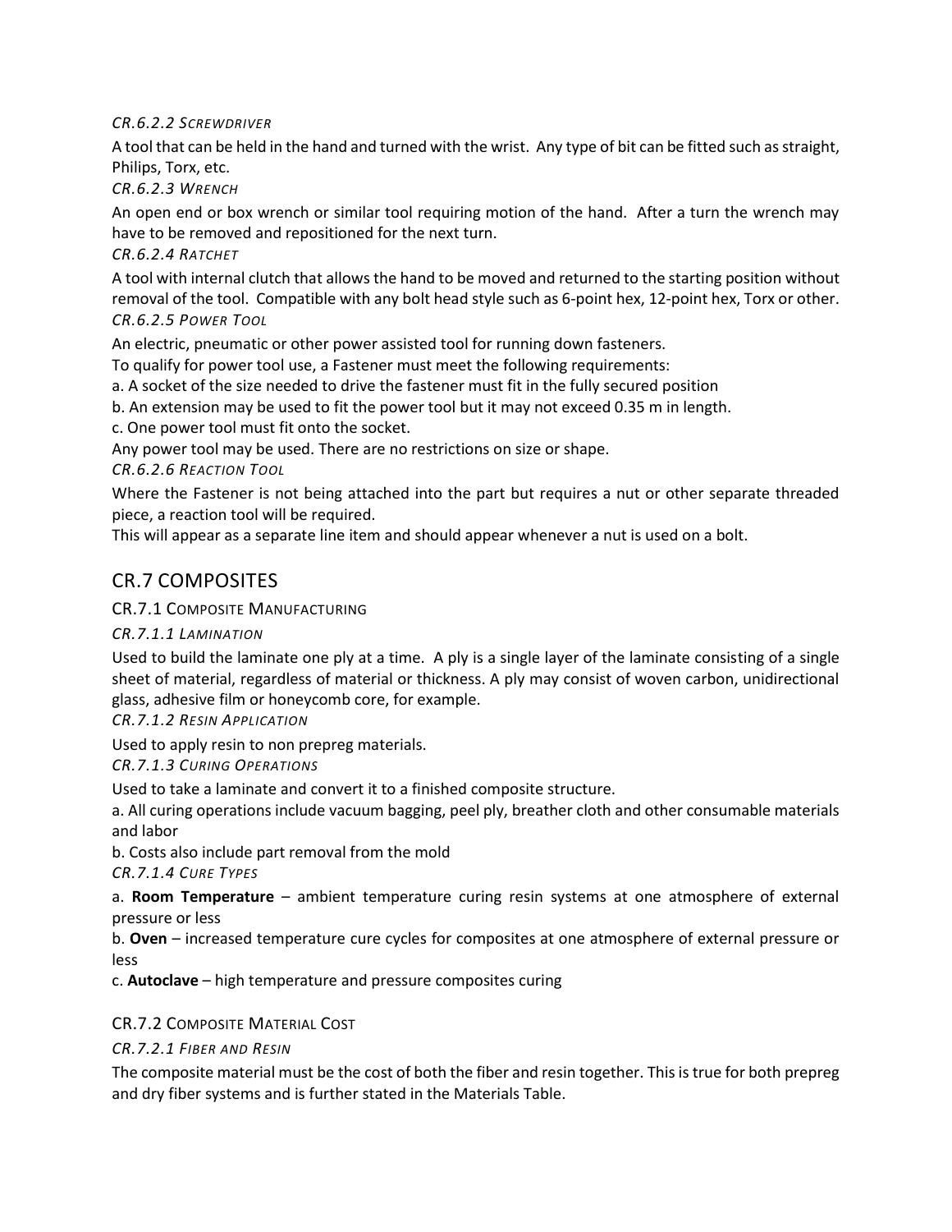*CR.6.2.2 Screwdriver*

A tool that can be held in the hand and turned with the wrist. Any type of bit can be fitted such as straight, Philips, Torx, etc.

*CR.6.2.3 Wrench*

An open end or box wrench or similar tool requiring motion of the hand. After a turn the wrench may have to be removed and repositioned for the next turn.

*CR.6.2.4 Ratchet*

A tool with internal clutch that allows the hand to be moved and returned to the starting position without removal of the tool. Compatible with any bolt head style such as 6-point hex, 12-point hex, Torx or other.

*CR.6.2.5 Power Tool*

An electric, pneumatic or other power assisted tool for running down fasteners.

To qualify for power tool use, a Fastener must meet the following requirements:

a. A socket of the size needed to drive the fastener must fit in the fully secured position

b. An extension may be used to fit the power tool but it may not exceed 0.35 m in length.

c. One power tool must fit onto the socket.

Any power tool may be used. There are no restrictions on size or shape.

*CR.6.2.6 Reaction Tool*

Where the Fastener is not being attached into the part but requires a nut or other separate threaded piece, a reaction tool will be required.

This will appear as a separate line item and should appear whenever a nut is used on a bolt.

## CR.7 COMPOSITES

### CR.7.1 Composite Manufacturing

*CR.7.1.1 Lamination*

Used to build the laminate one ply at a time. A ply is a single layer of the laminate consisting of a single sheet of material, regardless of material or thickness. A ply may consist of woven carbon, unidirectional glass, adhesive film or honeycomb core, for example.

*CR.7.1.2 Resin Application*

Used to apply resin to non prepreg materials.

*CR.7.1.3 Curing Operations*

Used to take a laminate and convert it to a finished composite structure.

a. All curing operations include vacuum bagging, peel ply, breather cloth and other consumable materials and labor

b. Costs also include part removal from the mold

*CR.7.1.4 Cure Types*

a. **Room Temperature** – ambient temperature curing resin systems at one atmosphere of external pressure or less

b. **Oven** – increased temperature cure cycles for composites at one atmosphere of external pressure or less

c. **Autoclave** – high temperature and pressure composites curing

### CR.7.2 Composite Material Cost

*CR.7.2.1 Fiber and Resin*

The composite material must be the cost of both the fiber and resin together. This is true for both prepreg and dry fiber systems and is further stated in the Materials Table.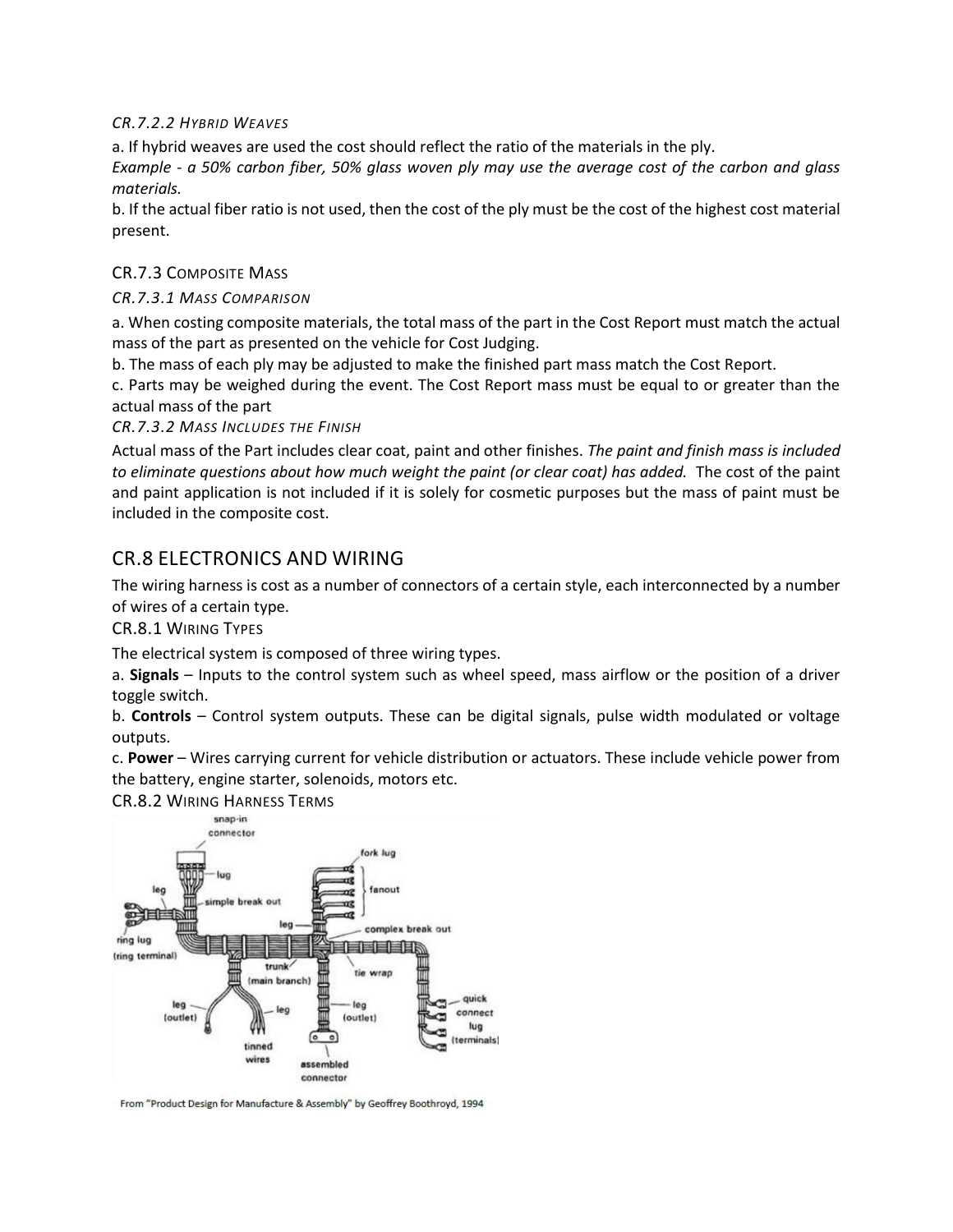*CR.7.2.2 Hybrid Weaves*

a. If hybrid weaves are used the cost should reflect the ratio of the materials in the ply.

*Example - a 50% carbon fiber, 50% glass woven ply may use the average cost of the carbon and glass materials.*

b. If the actual fiber ratio is not used, then the cost of the ply must be the cost of the highest cost material present.

### CR.7.3 Composite Mass

*CR.7.3.1 Mass Comparison*

a. When costing composite materials, the total mass of the part in the Cost Report must match the actual mass of the part as presented on the vehicle for Cost Judging.

b. The mass of each ply may be adjusted to make the finished part mass match the Cost Report.

c. Parts may be weighed during the event. The Cost Report mass must be equal to or greater than the actual mass of the part

*CR.7.3.2 Mass Includes the Finish*

Actual mass of the Part includes clear coat, paint and other finishes. *The paint and finish mass is included to eliminate questions about how much weight the paint (or clear coat) has added.* The cost of the paint and paint application is not included if it is solely for cosmetic purposes but the mass of paint must be included in the composite cost.

## CR.8 ELECTRONICS AND WIRING

The wiring harness is cost as a number of connectors of a certain style, each interconnected by a number of wires of a certain type.

### CR.8.1 Wiring Types

The electrical system is composed of three wiring types.

a. **Signals** – Inputs to the control system such as wheel speed, mass airflow or the position of a driver toggle switch.

b. **Controls** – Control system outputs. These can be digital signals, pulse width modulated or voltage outputs.

c. **Power** – Wires carrying current for vehicle distribution or actuators. These include vehicle power from the battery, engine starter, solenoids, motors etc.

### CR.8.2 Wiring Harness Terms

From "Product Design for Manufacture & Assembly" by Geoffrey Boothroyd, 1994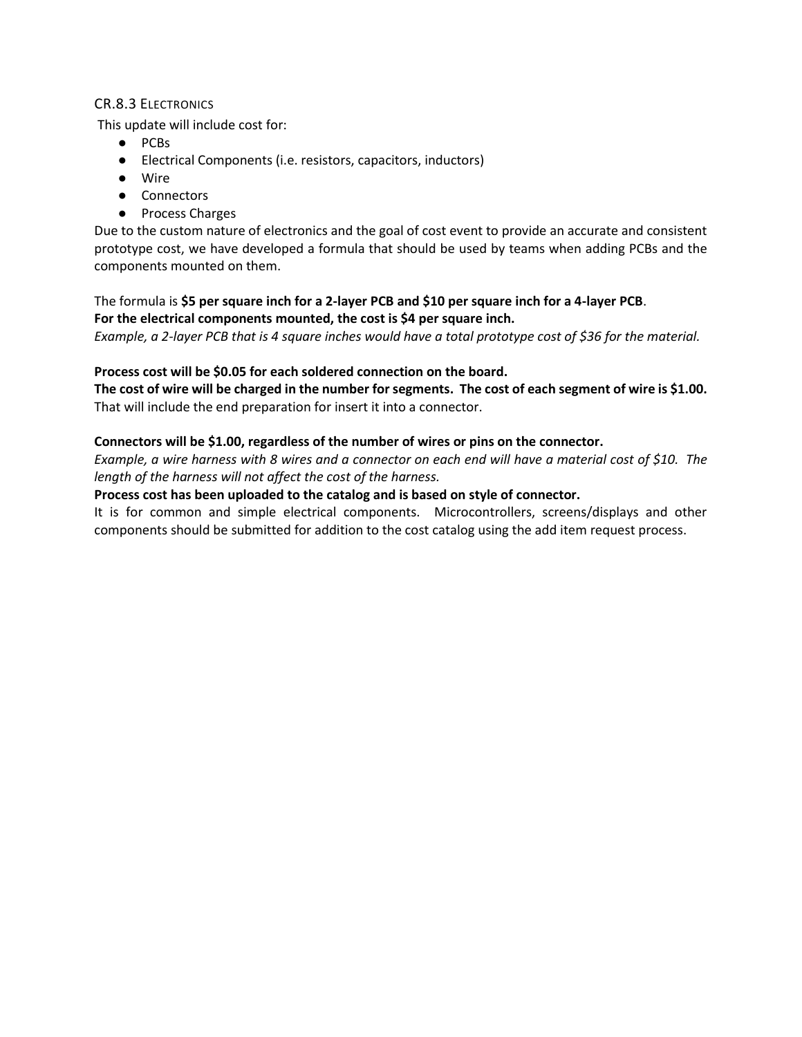### CR.8.3 Electronics

This update will include cost for:

- PCBs
- Electrical Components (i.e. resistors, capacitors, inductors)
- Wire
- Connectors
- Process Charges

Due to the custom nature of electronics and the goal of cost event to provide an accurate and consistent prototype cost, we have developed a formula that should be used by teams when adding PCBs and the components mounted on them.

The formula is **$5 per square inch for a 2-layer PCB and $10 per square inch for a 4-layer PCB**.
**For the electrical components mounted, the cost is $4 per square inch.**
*Example, a 2-layer PCB that is 4 square inches would have a total prototype cost of $36 for the material.*

**Process cost will be $0.05 for each soldered connection on the board.**
**The cost of wire will be charged in the number for segments. The cost of each segment of wire is $1.00.** That will include the end preparation for insert it into a connector.

**Connectors will be $1.00, regardless of the number of wires or pins on the connector.**
*Example, a wire harness with 8 wires and a connector on each end will have a material cost of $10. The length of the harness will not affect the cost of the harness.*
**Process cost has been uploaded to the catalog and is based on style of connector.**
It is for common and simple electrical components. Microcontrollers, screens/displays and other components should be submitted for addition to the cost catalog using the add item request process.